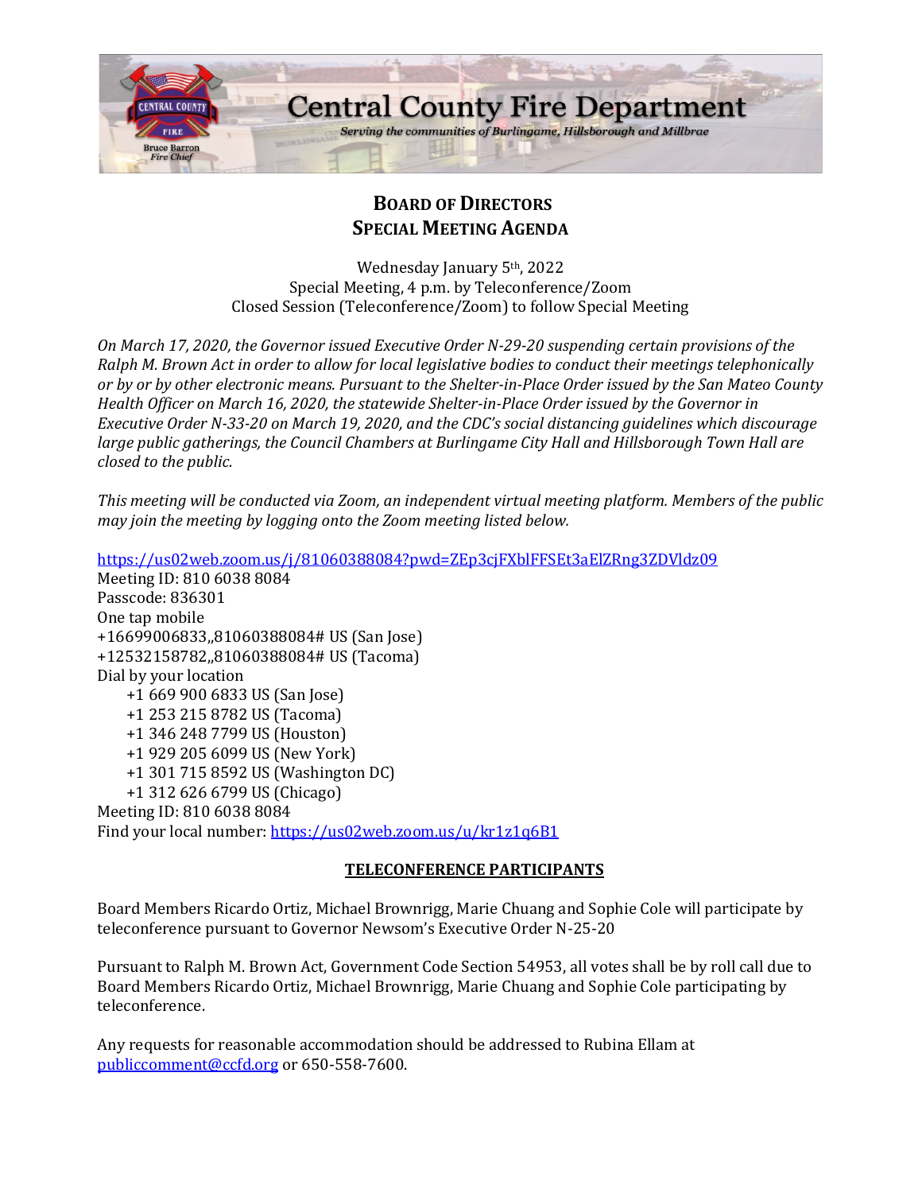# Central County Fire Department

*Serving the communities of Burlingame, Hillsborough and Millbrae*

Bruce Barron
*Fire Chief*

## BOARD OF DIRECTORS
## SPECIAL MEETING AGENDA

Wednesday January 5th, 2022
Special Meeting, 4 p.m. by Teleconference/Zoom
Closed Session (Teleconference/Zoom) to follow Special Meeting

*On March 17, 2020, the Governor issued Executive Order N-29-20 suspending certain provisions of the Ralph M. Brown Act in order to allow for local legislative bodies to conduct their meetings telephonically or by or by other electronic means. Pursuant to the Shelter-in-Place Order issued by the San Mateo County Health Officer on March 16, 2020, the statewide Shelter-in-Place Order issued by the Governor in Executive Order N-33-20 on March 19, 2020, and the CDC's social distancing guidelines which discourage large public gatherings, the Council Chambers at Burlingame City Hall and Hillsborough Town Hall are closed to the public.*

*This meeting will be conducted via Zoom, an independent virtual meeting platform. Members of the public may join the meeting by logging onto the Zoom meeting listed below.*

https://us02web.zoom.us/j/81060388084?pwd=ZEp3cjFXblFFSEt3aElZRng3ZDVldz09
Meeting ID: 810 6038 8084
Passcode: 836301
One tap mobile
+16699006833,,81060388084# US (San Jose)
+12532158782,,81060388084# US (Tacoma)
Dial by your location
- +1 669 900 6833 US (San Jose)
- +1 253 215 8782 US (Tacoma)
- +1 346 248 7799 US (Houston)
- +1 929 205 6099 US (New York)
- +1 301 715 8592 US (Washington DC)
- +1 312 626 6799 US (Chicago)

Meeting ID: 810 6038 8084
Find your local number: https://us02web.zoom.us/u/kr1z1q6B1

### TELECONFERENCE PARTICIPANTS

Board Members Ricardo Ortiz, Michael Brownrigg, Marie Chuang and Sophie Cole will participate by teleconference pursuant to Governor Newsom's Executive Order N-25-20

Pursuant to Ralph M. Brown Act, Government Code Section 54953, all votes shall be by roll call due to Board Members Ricardo Ortiz, Michael Brownrigg, Marie Chuang and Sophie Cole participating by teleconference.

Any requests for reasonable accommodation should be addressed to Rubina Ellam at publiccomment@ccfd.org or 650-558-7600.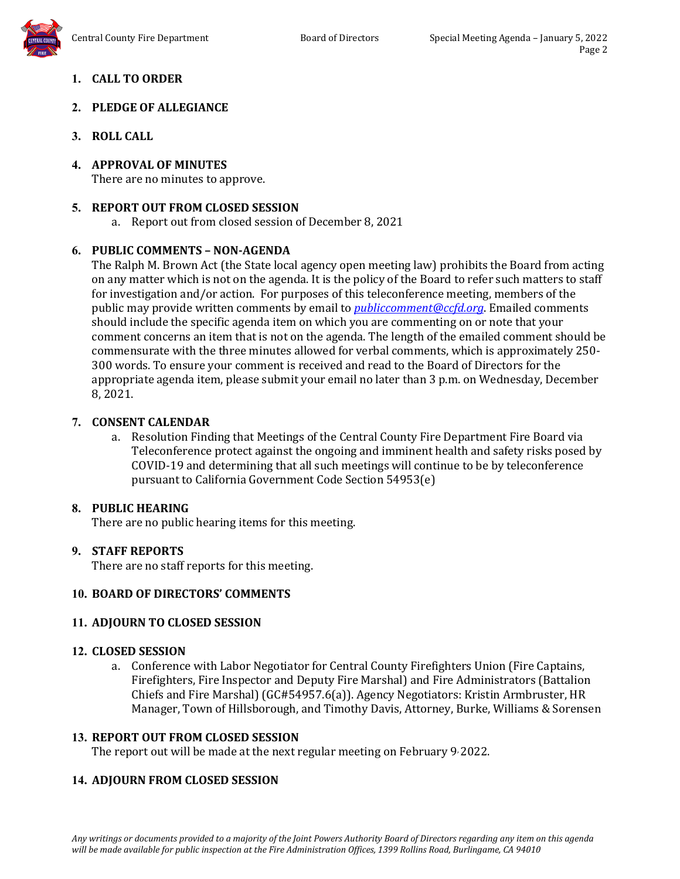1. **CALL TO ORDER**

2. **PLEDGE OF ALLEGIANCE**

3. **ROLL CALL**

4. **APPROVAL OF MINUTES**
   There are no minutes to approve.

5. **REPORT OUT FROM CLOSED SESSION**
   a. Report out from closed session of December 8, 2021

6. **PUBLIC COMMENTS – NON-AGENDA**
   The Ralph M. Brown Act (the State local agency open meeting law) prohibits the Board from acting on any matter which is not on the agenda. It is the policy of the Board to refer such matters to staff for investigation and/or action. For purposes of this teleconference meeting, members of the public may provide written comments by email to *publiccomment@ccfd.org*. Emailed comments should include the specific agenda item on which you are commenting on or note that your comment concerns an item that is not on the agenda. The length of the emailed comment should be commensurate with the three minutes allowed for verbal comments, which is approximately 250-300 words. To ensure your comment is received and read to the Board of Directors for the appropriate agenda item, please submit your email no later than 3 p.m. on Wednesday, December 8, 2021.

7. **CONSENT CALENDAR**
   a. Resolution Finding that Meetings of the Central County Fire Department Fire Board via Teleconference protect against the ongoing and imminent health and safety risks posed by COVID-19 and determining that all such meetings will continue to be by teleconference pursuant to California Government Code Section 54953(e)

8. **PUBLIC HEARING**
   There are no public hearing items for this meeting.

9. **STAFF REPORTS**
   There are no staff reports for this meeting.

10. **BOARD OF DIRECTORS' COMMENTS**

11. **ADJOURN TO CLOSED SESSION**

12. **CLOSED SESSION**
    a. Conference with Labor Negotiator for Central County Firefighters Union (Fire Captains, Firefighters, Fire Inspector and Deputy Fire Marshal) and Fire Administrators (Battalion Chiefs and Fire Marshal) (GC#54957.6(a)). Agency Negotiators: Kristin Armbruster, HR Manager, Town of Hillsborough, and Timothy Davis, Attorney, Burke, Williams & Sorensen

13. **REPORT OUT FROM CLOSED SESSION**
    The report out will be made at the next regular meeting on February 9, 2022.

14. **ADJOURN FROM CLOSED SESSION**

*Any writings or documents provided to a majority of the Joint Powers Authority Board of Directors regarding any item on this agenda will be made available for public inspection at the Fire Administration Offices, 1399 Rollins Road, Burlingame, CA 94010*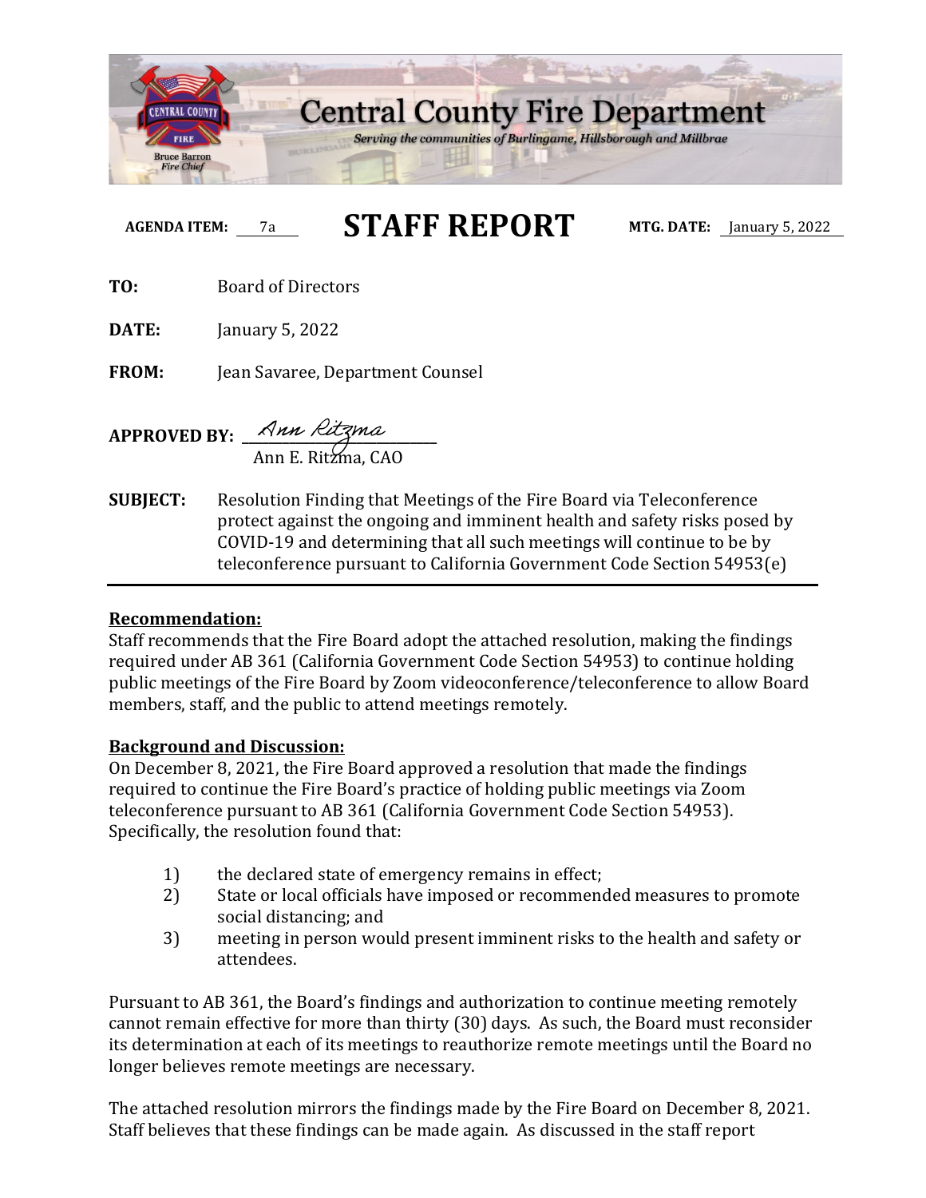# Central County Fire Department

*Serving the communities of Burlingame, Hillsborough and Millbrae*

Bruce Barron
Fire Chief

**AGENDA ITEM:** 7a

# STAFF REPORT

**MTG. DATE:** January 5, 2022

**TO:** Board of Directors

**DATE:** January 5, 2022

**FROM:** Jean Savaree, Department Counsel

**APPROVED BY:** Ann Ritzma
Ann E. Ritzma, CAO

**SUBJECT:** Resolution Finding that Meetings of the Fire Board via Teleconference protect against the ongoing and imminent health and safety risks posed by COVID-19 and determining that all such meetings will continue to be by teleconference pursuant to California Government Code Section 54953(e)

---

**Recommendation:**

Staff recommends that the Fire Board adopt the attached resolution, making the findings required under AB 361 (California Government Code Section 54953) to continue holding public meetings of the Fire Board by Zoom videoconference/teleconference to allow Board members, staff, and the public to attend meetings remotely.

**Background and Discussion:**

On December 8, 2021, the Fire Board approved a resolution that made the findings required to continue the Fire Board's practice of holding public meetings via Zoom teleconference pursuant to AB 361 (California Government Code Section 54953). Specifically, the resolution found that:

1) the declared state of emergency remains in effect;
2) State or local officials have imposed or recommended measures to promote social distancing; and
3) meeting in person would present imminent risks to the health and safety or attendees.

Pursuant to AB 361, the Board's findings and authorization to continue meeting remotely cannot remain effective for more than thirty (30) days. As such, the Board must reconsider its determination at each of its meetings to reauthorize remote meetings until the Board no longer believes remote meetings are necessary.

The attached resolution mirrors the findings made by the Fire Board on December 8, 2021. Staff believes that these findings can be made again. As discussed in the staff report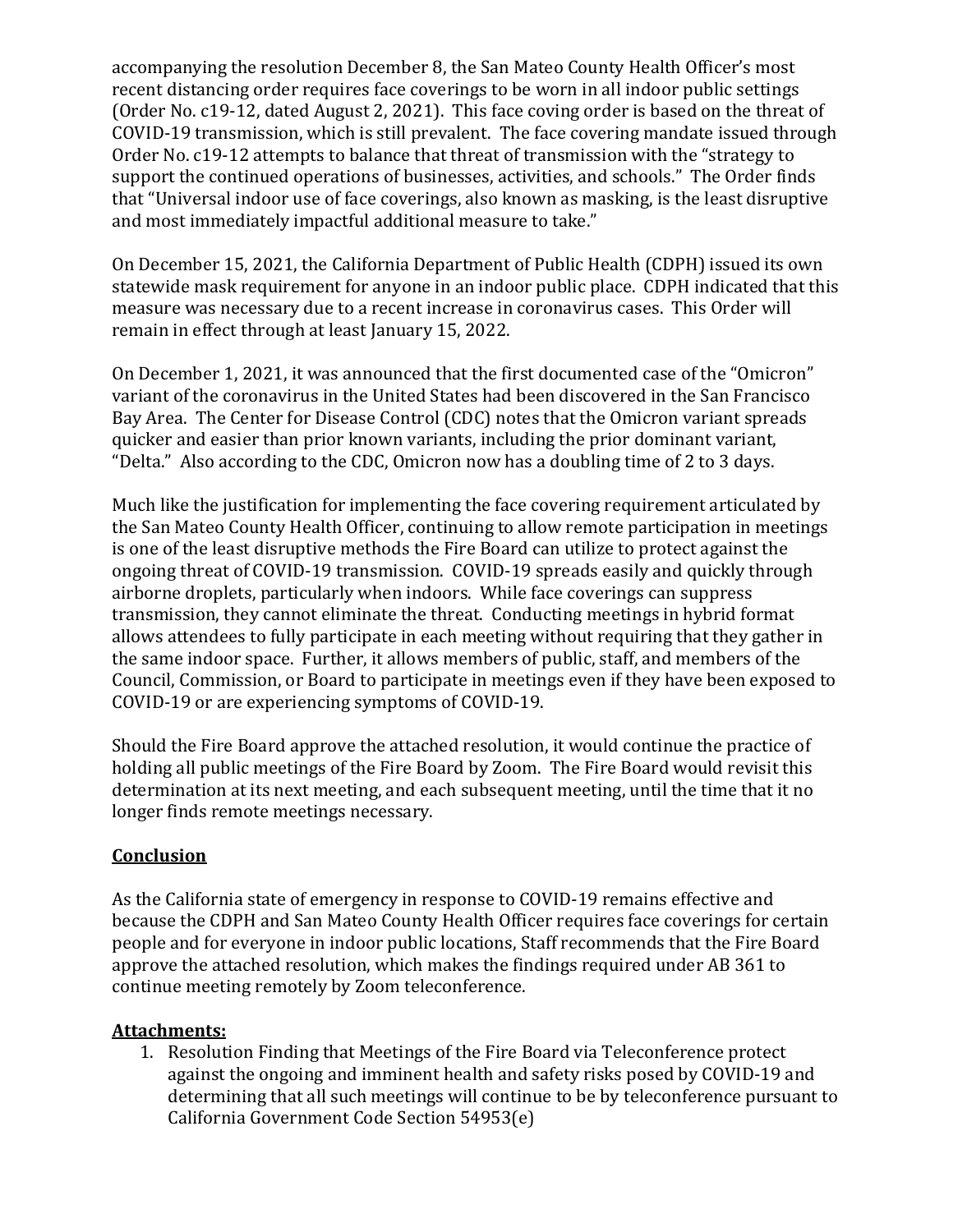accompanying the resolution December 8, the San Mateo County Health Officer's most recent distancing order requires face coverings to be worn in all indoor public settings (Order No. c19-12, dated August 2, 2021). This face coving order is based on the threat of COVID-19 transmission, which is still prevalent. The face covering mandate issued through Order No. c19-12 attempts to balance that threat of transmission with the "strategy to support the continued operations of businesses, activities, and schools." The Order finds that "Universal indoor use of face coverings, also known as masking, is the least disruptive and most immediately impactful additional measure to take."

On December 15, 2021, the California Department of Public Health (CDPH) issued its own statewide mask requirement for anyone in an indoor public place. CDPH indicated that this measure was necessary due to a recent increase in coronavirus cases. This Order will remain in effect through at least January 15, 2022.

On December 1, 2021, it was announced that the first documented case of the "Omicron" variant of the coronavirus in the United States had been discovered in the San Francisco Bay Area. The Center for Disease Control (CDC) notes that the Omicron variant spreads quicker and easier than prior known variants, including the prior dominant variant, "Delta." Also according to the CDC, Omicron now has a doubling time of 2 to 3 days.

Much like the justification for implementing the face covering requirement articulated by the San Mateo County Health Officer, continuing to allow remote participation in meetings is one of the least disruptive methods the Fire Board can utilize to protect against the ongoing threat of COVID-19 transmission. COVID-19 spreads easily and quickly through airborne droplets, particularly when indoors. While face coverings can suppress transmission, they cannot eliminate the threat. Conducting meetings in hybrid format allows attendees to fully participate in each meeting without requiring that they gather in the same indoor space. Further, it allows members of public, staff, and members of the Council, Commission, or Board to participate in meetings even if they have been exposed to COVID-19 or are experiencing symptoms of COVID-19.

Should the Fire Board approve the attached resolution, it would continue the practice of holding all public meetings of the Fire Board by Zoom. The Fire Board would revisit this determination at its next meeting, and each subsequent meeting, until the time that it no longer finds remote meetings necessary.

**Conclusion**

As the California state of emergency in response to COVID-19 remains effective and because the CDPH and San Mateo County Health Officer requires face coverings for certain people and for everyone in indoor public locations, Staff recommends that the Fire Board approve the attached resolution, which makes the findings required under AB 361 to continue meeting remotely by Zoom teleconference.

**Attachments:**

1. Resolution Finding that Meetings of the Fire Board via Teleconference protect against the ongoing and imminent health and safety risks posed by COVID-19 and determining that all such meetings will continue to be by teleconference pursuant to California Government Code Section 54953(e)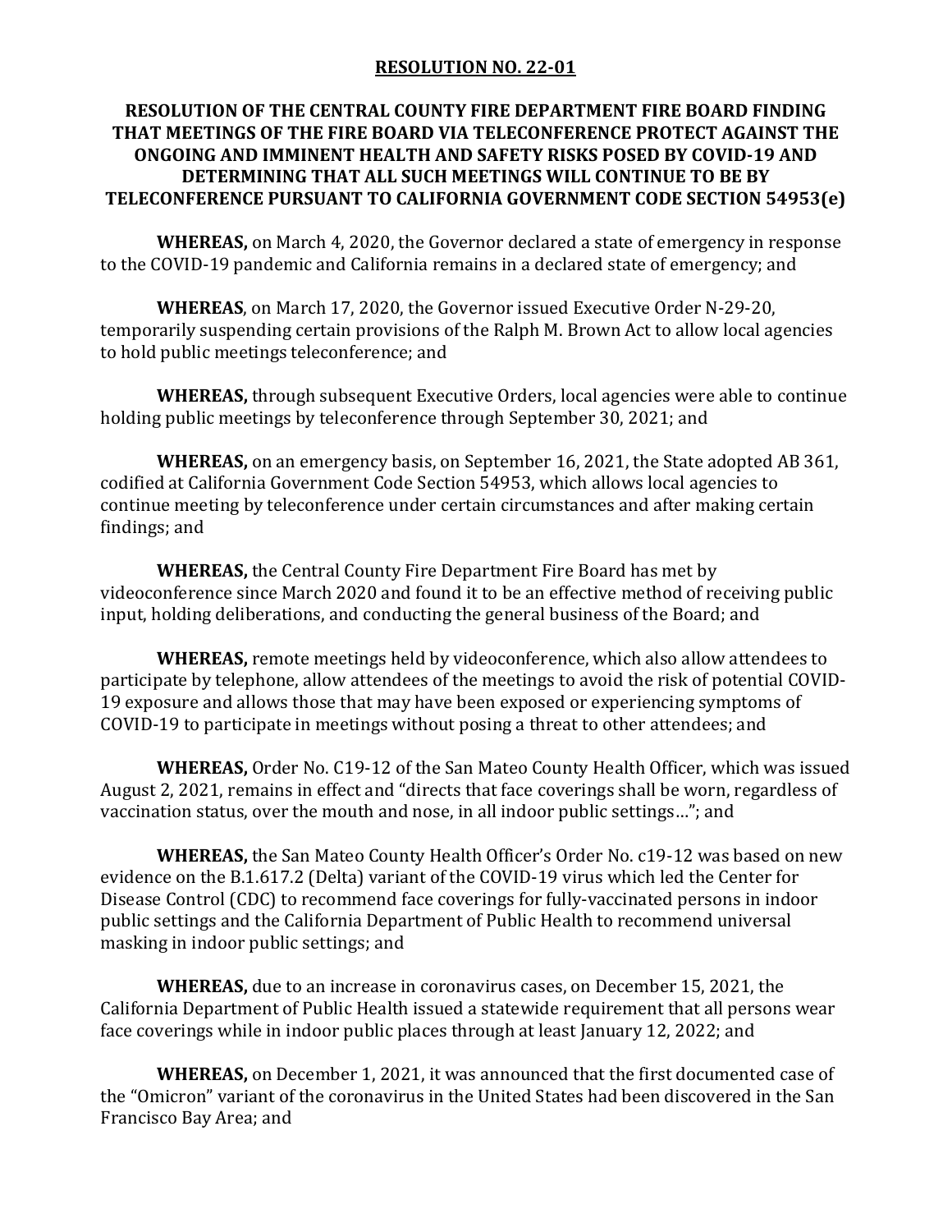**RESOLUTION NO. 22-01**

**RESOLUTION OF THE CENTRAL COUNTY FIRE DEPARTMENT FIRE BOARD FINDING THAT MEETINGS OF THE FIRE BOARD VIA TELECONFERENCE PROTECT AGAINST THE ONGOING AND IMMINENT HEALTH AND SAFETY RISKS POSED BY COVID-19 AND DETERMINING THAT ALL SUCH MEETINGS WILL CONTINUE TO BE BY TELECONFERENCE PURSUANT TO CALIFORNIA GOVERNMENT CODE SECTION 54953(e)**

**WHEREAS,** on March 4, 2020, the Governor declared a state of emergency in response to the COVID-19 pandemic and California remains in a declared state of emergency; and

**WHEREAS**, on March 17, 2020, the Governor issued Executive Order N-29-20, temporarily suspending certain provisions of the Ralph M. Brown Act to allow local agencies to hold public meetings teleconference; and

**WHEREAS,** through subsequent Executive Orders, local agencies were able to continue holding public meetings by teleconference through September 30, 2021; and

**WHEREAS,** on an emergency basis, on September 16, 2021, the State adopted AB 361, codified at California Government Code Section 54953, which allows local agencies to continue meeting by teleconference under certain circumstances and after making certain findings; and

**WHEREAS,** the Central County Fire Department Fire Board has met by videoconference since March 2020 and found it to be an effective method of receiving public input, holding deliberations, and conducting the general business of the Board; and

**WHEREAS,** remote meetings held by videoconference, which also allow attendees to participate by telephone, allow attendees of the meetings to avoid the risk of potential COVID-19 exposure and allows those that may have been exposed or experiencing symptoms of COVID-19 to participate in meetings without posing a threat to other attendees; and

**WHEREAS,** Order No. C19-12 of the San Mateo County Health Officer, which was issued August 2, 2021, remains in effect and "directs that face coverings shall be worn, regardless of vaccination status, over the mouth and nose, in all indoor public settings…"; and

**WHEREAS,** the San Mateo County Health Officer's Order No. c19-12 was based on new evidence on the B.1.617.2 (Delta) variant of the COVID-19 virus which led the Center for Disease Control (CDC) to recommend face coverings for fully-vaccinated persons in indoor public settings and the California Department of Public Health to recommend universal masking in indoor public settings; and

**WHEREAS,** due to an increase in coronavirus cases, on December 15, 2021, the California Department of Public Health issued a statewide requirement that all persons wear face coverings while in indoor public places through at least January 12, 2022; and

**WHEREAS,** on December 1, 2021, it was announced that the first documented case of the "Omicron" variant of the coronavirus in the United States had been discovered in the San Francisco Bay Area; and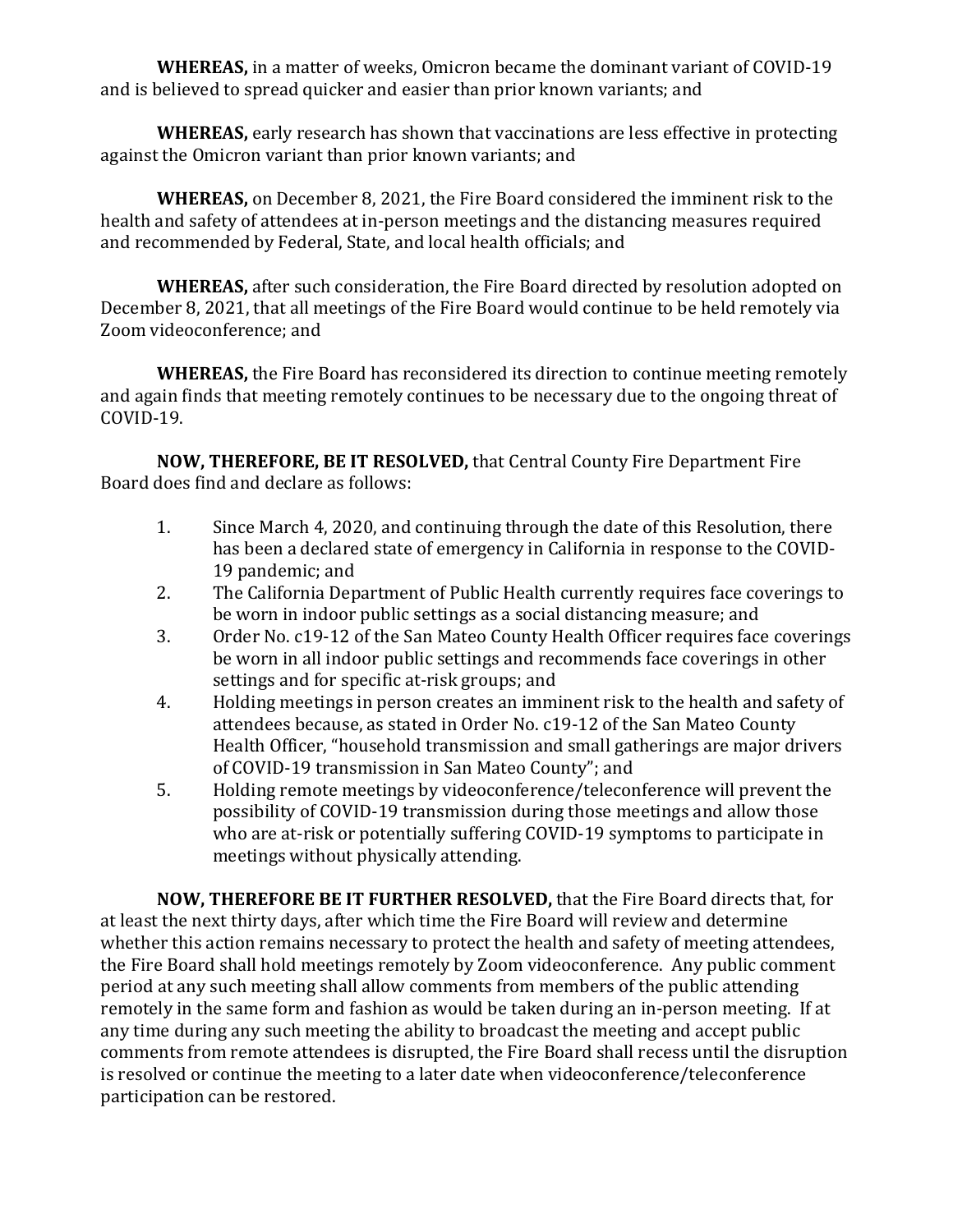**WHEREAS,** in a matter of weeks, Omicron became the dominant variant of COVID-19 and is believed to spread quicker and easier than prior known variants; and

**WHEREAS,** early research has shown that vaccinations are less effective in protecting against the Omicron variant than prior known variants; and

**WHEREAS,** on December 8, 2021, the Fire Board considered the imminent risk to the health and safety of attendees at in-person meetings and the distancing measures required and recommended by Federal, State, and local health officials; and

**WHEREAS,** after such consideration, the Fire Board directed by resolution adopted on December 8, 2021, that all meetings of the Fire Board would continue to be held remotely via Zoom videoconference; and

**WHEREAS,** the Fire Board has reconsidered its direction to continue meeting remotely and again finds that meeting remotely continues to be necessary due to the ongoing threat of COVID-19.

**NOW, THEREFORE, BE IT RESOLVED,** that Central County Fire Department Fire Board does find and declare as follows:

1. Since March 4, 2020, and continuing through the date of this Resolution, there has been a declared state of emergency in California in response to the COVID-19 pandemic; and
2. The California Department of Public Health currently requires face coverings to be worn in indoor public settings as a social distancing measure; and
3. Order No. c19-12 of the San Mateo County Health Officer requires face coverings be worn in all indoor public settings and recommends face coverings in other settings and for specific at-risk groups; and
4. Holding meetings in person creates an imminent risk to the health and safety of attendees because, as stated in Order No. c19-12 of the San Mateo County Health Officer, "household transmission and small gatherings are major drivers of COVID-19 transmission in San Mateo County"; and
5. Holding remote meetings by videoconference/teleconference will prevent the possibility of COVID-19 transmission during those meetings and allow those who are at-risk or potentially suffering COVID-19 symptoms to participate in meetings without physically attending.

**NOW, THEREFORE BE IT FURTHER RESOLVED,** that the Fire Board directs that, for at least the next thirty days, after which time the Fire Board will review and determine whether this action remains necessary to protect the health and safety of meeting attendees, the Fire Board shall hold meetings remotely by Zoom videoconference. Any public comment period at any such meeting shall allow comments from members of the public attending remotely in the same form and fashion as would be taken during an in-person meeting. If at any time during any such meeting the ability to broadcast the meeting and accept public comments from remote attendees is disrupted, the Fire Board shall recess until the disruption is resolved or continue the meeting to a later date when videoconference/teleconference participation can be restored.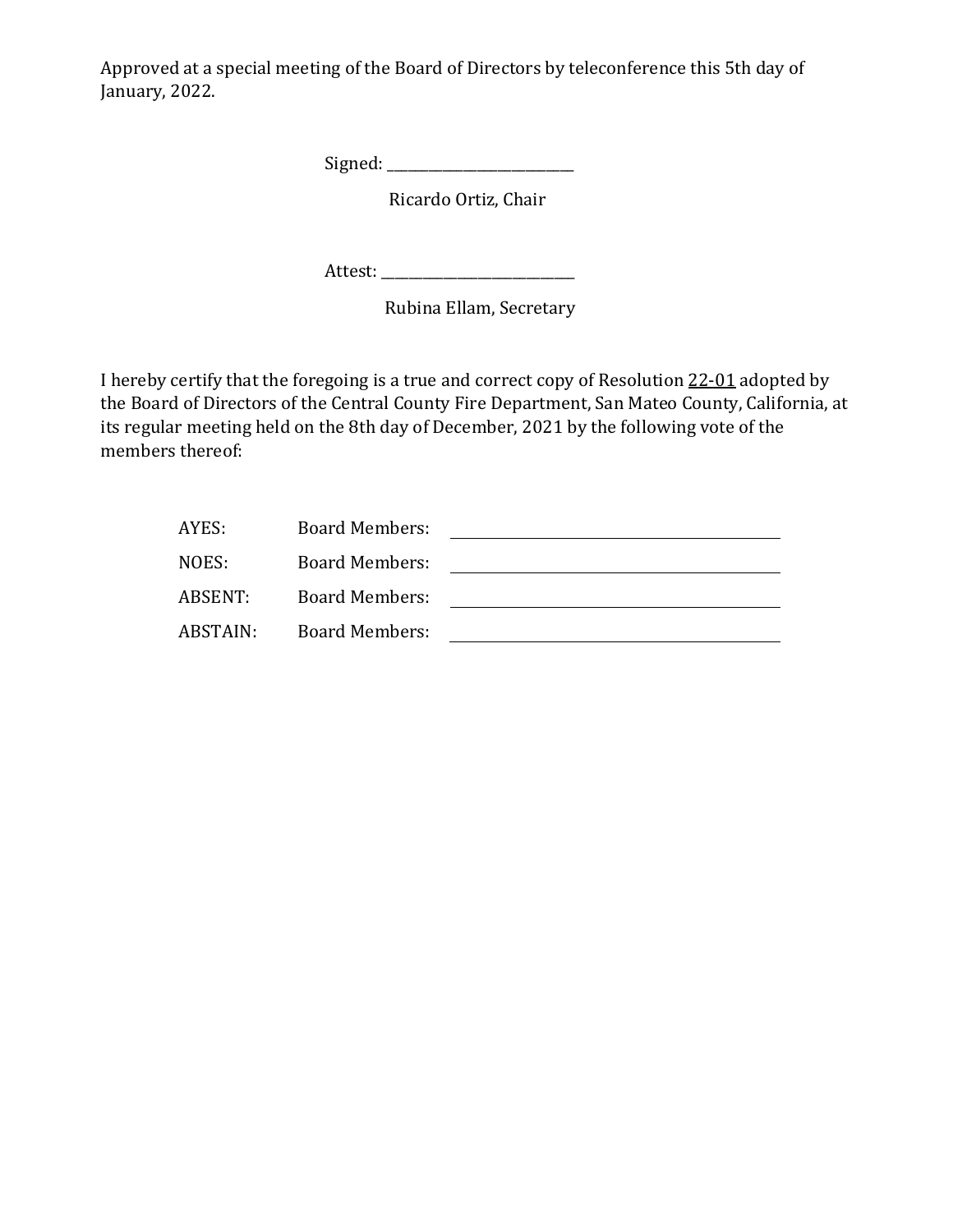Approved at a special meeting of the Board of Directors by teleconference this 5th day of January, 2022.

Signed: ___________________________

Ricardo Ortiz, Chair

Attest: ___________________________

Rubina Ellam, Secretary

I hereby certify that the foregoing is a true and correct copy of Resolution 22-01 adopted by the Board of Directors of the Central County Fire Department, San Mateo County, California, at its regular meeting held on the 8th day of December, 2021 by the following vote of the members thereof:

| | | |
|---|---|---|
| AYES: | Board Members: | |
| NOES: | Board Members: | |
| ABSENT: | Board Members: | |
| ABSTAIN: | Board Members: | |